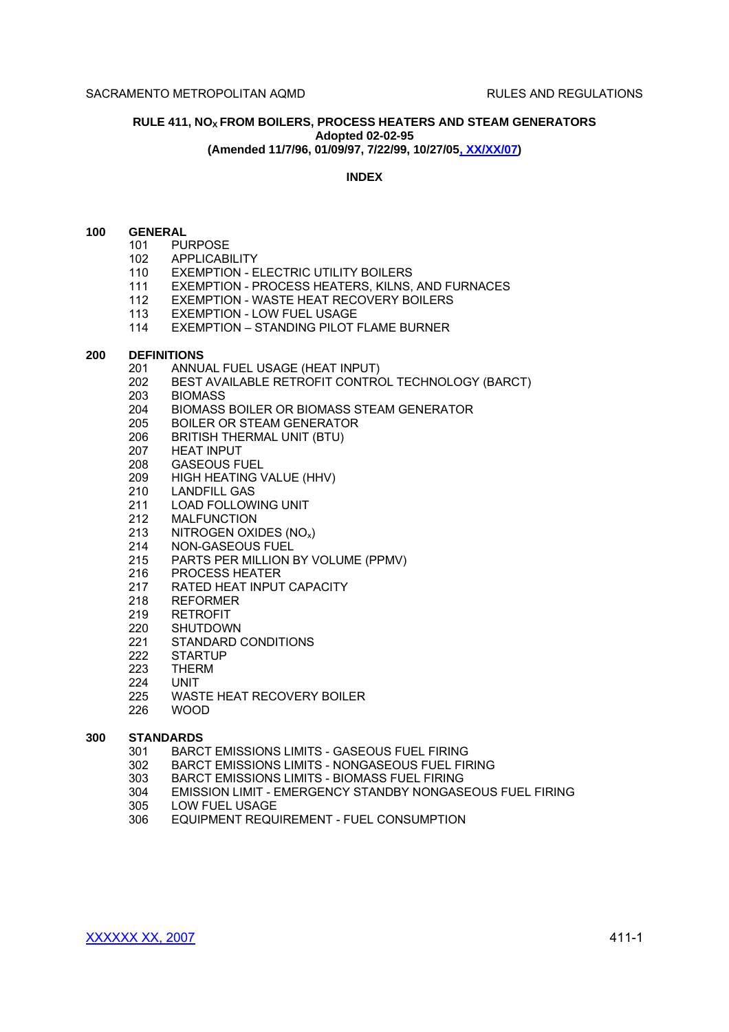# RULE 411, $NO_X$ FROM BOILERS, PROCESS HEATERS AND STEAM GENERATORS

**Adopted 02-02-95**

**(Amended 11/7/96, 01/09/97, 7/22/99, 10/27/05, XX/XX/07)**

## INDEX

**100 GENERAL**
- 101 PURPOSE
- 102 APPLICABILITY
- 110 EXEMPTION - ELECTRIC UTILITY BOILERS
- 111 EXEMPTION - PROCESS HEATERS, KILNS, AND FURNACES
- 112 EXEMPTION - WASTE HEAT RECOVERY BOILERS
- 113 EXEMPTION - LOW FUEL USAGE
- 114 EXEMPTION – STANDING PILOT FLAME BURNER

**200 DEFINITIONS**
- 201 ANNUAL FUEL USAGE (HEAT INPUT)
- 202 BEST AVAILABLE RETROFIT CONTROL TECHNOLOGY (BARCT)
- 203 BIOMASS
- 204 BIOMASS BOILER OR BIOMASS STEAM GENERATOR
- 205 BOILER OR STEAM GENERATOR
- 206 BRITISH THERMAL UNIT (BTU)
- 207 HEAT INPUT
- 208 GASEOUS FUEL
- 209 HIGH HEATING VALUE (HHV)
- 210 LANDFILL GAS
- 211 LOAD FOLLOWING UNIT
- 212 MALFUNCTION
- 213 NITROGEN OXIDES ($NO_x$)
- 214 NON-GASEOUS FUEL
- 215 PARTS PER MILLION BY VOLUME (PPMV)
- 216 PROCESS HEATER
- 217 RATED HEAT INPUT CAPACITY
- 218 REFORMER
- 219 RETROFIT
- 220 SHUTDOWN
- 221 STANDARD CONDITIONS
- 222 STARTUP
- 223 THERM
- 224 UNIT
- 225 WASTE HEAT RECOVERY BOILER
- 226 WOOD

**300 STANDARDS**
- 301 BARCT EMISSIONS LIMITS - GASEOUS FUEL FIRING
- 302 BARCT EMISSIONS LIMITS - NONGASEOUS FUEL FIRING
- 303 BARCT EMISSIONS LIMITS - BIOMASS FUEL FIRING
- 304 EMISSION LIMIT - EMERGENCY STANDBY NONGASEOUS FUEL FIRING
- 305 LOW FUEL USAGE
- 306 EQUIPMENT REQUIREMENT - FUEL CONSUMPTION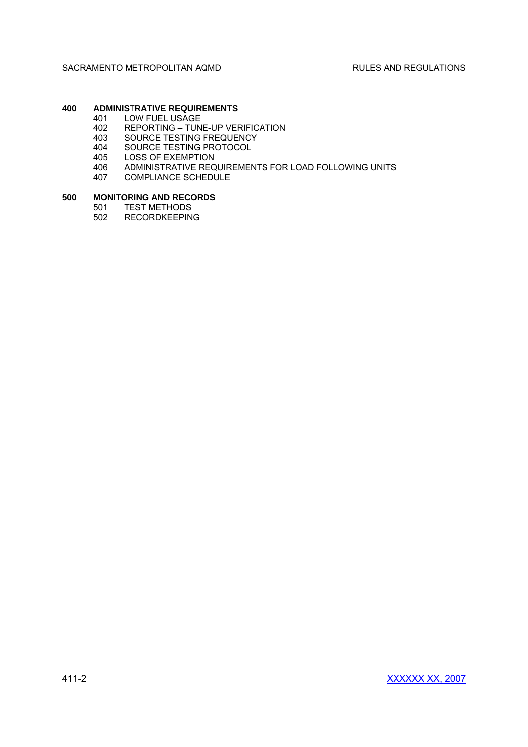**400 ADMINISTRATIVE REQUIREMENTS**

- 401 LOW FUEL USAGE
- 402 REPORTING – TUNE-UP VERIFICATION
- 403 SOURCE TESTING FREQUENCY
- 404 SOURCE TESTING PROTOCOL
- 405 LOSS OF EXEMPTION
- 406 ADMINISTRATIVE REQUIREMENTS FOR LOAD FOLLOWING UNITS
- 407 COMPLIANCE SCHEDULE

**500 MONITORING AND RECORDS**

- 501 TEST METHODS
- 502 RECORDKEEPING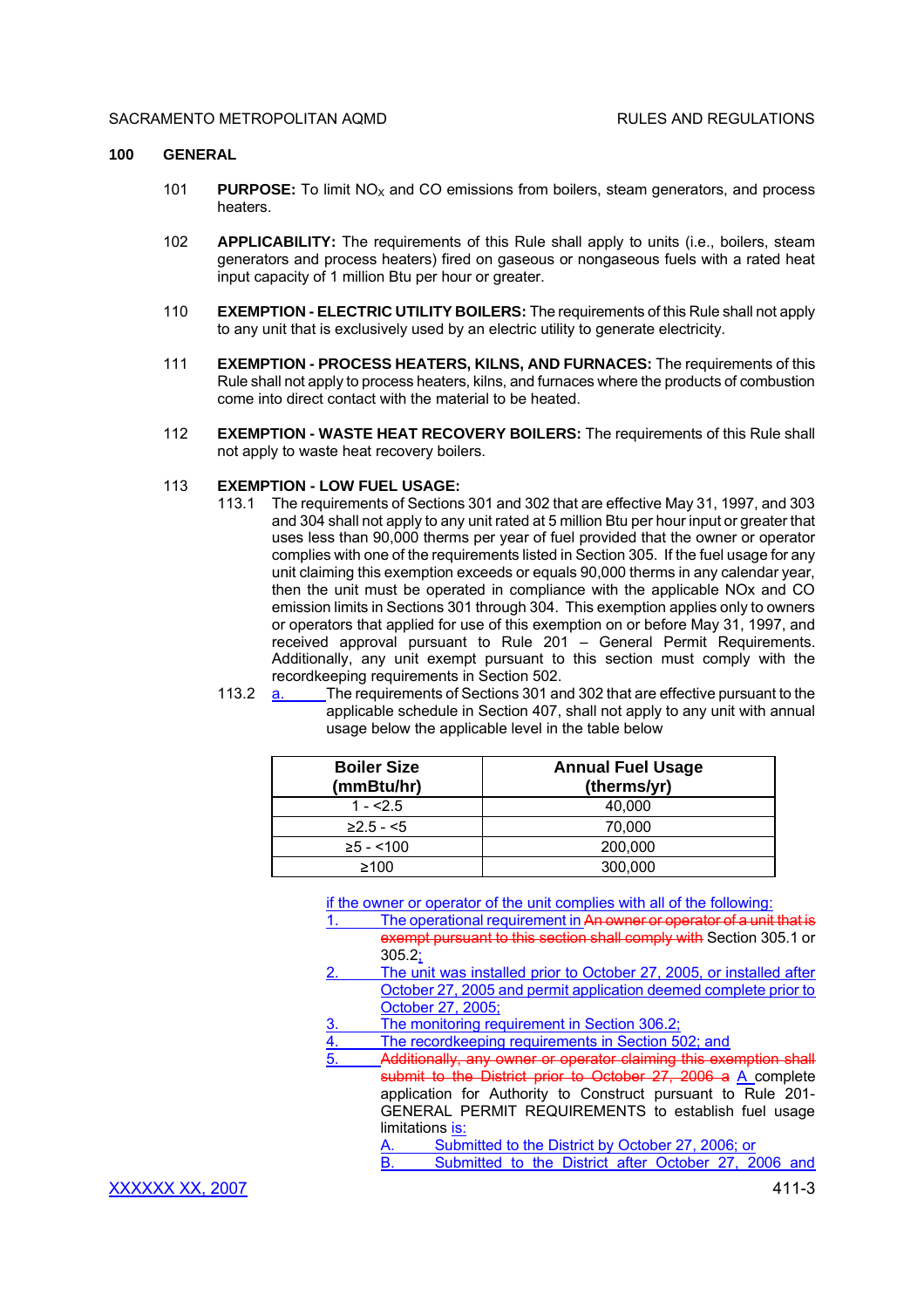## 100 GENERAL

101 **PURPOSE:** To limit $NO_X$ and CO emissions from boilers, steam generators, and process heaters.

102 **APPLICABILITY:** The requirements of this Rule shall apply to units (i.e., boilers, steam generators and process heaters) fired on gaseous or nongaseous fuels with a rated heat input capacity of 1 million Btu per hour or greater.

110 **EXEMPTION - ELECTRIC UTILITY BOILERS:** The requirements of this Rule shall not apply to any unit that is exclusively used by an electric utility to generate electricity.

111 **EXEMPTION - PROCESS HEATERS, KILNS, AND FURNACES:** The requirements of this Rule shall not apply to process heaters, kilns, and furnaces where the products of combustion come into direct contact with the material to be heated.

112 **EXEMPTION - WASTE HEAT RECOVERY BOILERS:** The requirements of this Rule shall not apply to waste heat recovery boilers.

113 **EXEMPTION - LOW FUEL USAGE:**

113.1 The requirements of Sections 301 and 302 that are effective May 31, 1997, and 303 and 304 shall not apply to any unit rated at 5 million Btu per hour input or greater that uses less than 90,000 therms per year of fuel provided that the owner or operator complies with one of the requirements listed in Section 305. If the fuel usage for any unit claiming this exemption exceeds or equals 90,000 therms in any calendar year, then the unit must be operated in compliance with the applicable NOx and CO emission limits in Sections 301 through 304. This exemption applies only to owners or operators that applied for use of this exemption on or before May 31, 1997, and received approval pursuant to Rule 201 – General Permit Requirements. Additionally, any unit exempt pursuant to this section must comply with the recordkeeping requirements in Section 502.

113.2 a. The requirements of Sections 301 and 302 that are effective pursuant to the applicable schedule in Section 407, shall not apply to any unit with annual usage below the applicable level in the table below

| Boiler Size (mmBtu/hr) | Annual Fuel Usage (therms/yr) |
|---|---|
| 1 - <2.5 | 40,000 |
| ≥2.5 - <5 | 70,000 |
| ≥5 - <100 | 200,000 |
| ≥100 | 300,000 |

if the owner or operator of the unit complies with all of the following:

1. The operational requirement in ~~An owner or operator of a unit that is exempt pursuant to this section shall comply with~~ Section 305.1 or 305.2;
2. The unit was installed prior to October 27, 2005, or installed after October 27, 2005 and permit application deemed complete prior to October 27, 2005;
3. The monitoring requirement in Section 306.2;
4. The recordkeeping requirements in Section 502; and
5. ~~Additionally, any owner or operator claiming this exemption shall submit to the District prior to October 27, 2006 a~~ A complete application for Authority to Construct pursuant to Rule 201- GENERAL PERMIT REQUIREMENTS to establish fuel usage limitations is:
   A. Submitted to the District by October 27, 2006; or
   B. Submitted to the District after October 27, 2006 and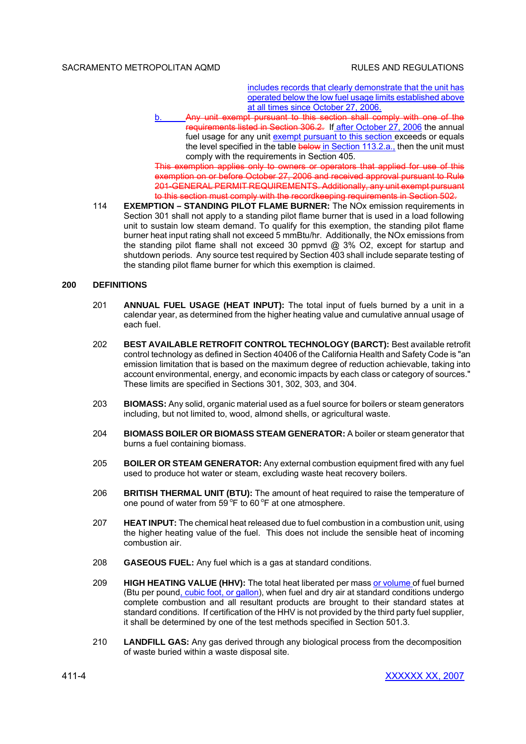includes records that clearly demonstrate that the unit has operated below the low fuel usage limits established above at all times since October 27, 2006.

b. ~~Any unit exempt pursuant to this section shall comply with one of the requirements listed in Section 306.2.~~ If after October 27, 2006 the annual fuel usage for any unit exempt pursuant to this section exceeds or equals the level specified in the table ~~below~~ in Section 113.2.a., then the unit must comply with the requirements in Section 405.

~~This exemption applies only to owners or operators that applied for use of this exemption on or before October 27, 2006 and received approval pursuant to Rule 201-GENERAL PERMIT REQUIREMENTS. Additionally, any unit exempt pursuant to this section must comply with the recordkeeping requirements in Section 502.~~

114 **EXEMPTION – STANDING PILOT FLAME BURNER:** The NOx emission requirements in Section 301 shall not apply to a standing pilot flame burner that is used in a load following unit to sustain low steam demand. To qualify for this exemption, the standing pilot flame burner heat input rating shall not exceed 5 mmBtu/hr. Additionally, the NOx emissions from the standing pilot flame shall not exceed 30 ppmvd @ 3% $O_2$, except for startup and shutdown periods. Any source test required by Section 403 shall include separate testing of the standing pilot flame burner for which this exemption is claimed.

## 200 DEFINITIONS

201 **ANNUAL FUEL USAGE (HEAT INPUT):** The total input of fuels burned by a unit in a calendar year, as determined from the higher heating value and cumulative annual usage of each fuel.

202 **BEST AVAILABLE RETROFIT CONTROL TECHNOLOGY (BARCT):** Best available retrofit control technology as defined in Section 40406 of the California Health and Safety Code is "an emission limitation that is based on the maximum degree of reduction achievable, taking into account environmental, energy, and economic impacts by each class or category of sources." These limits are specified in Sections 301, 302, 303, and 304.

203 **BIOMASS:** Any solid, organic material used as a fuel source for boilers or steam generators including, but not limited to, wood, almond shells, or agricultural waste.

204 **BIOMASS BOILER OR BIOMASS STEAM GENERATOR:** A boiler or steam generator that burns a fuel containing biomass.

205 **BOILER OR STEAM GENERATOR:** Any external combustion equipment fired with any fuel used to produce hot water or steam, excluding waste heat recovery boilers.

206 **BRITISH THERMAL UNIT (BTU):** The amount of heat required to raise the temperature of one pound of water from 59 °F to 60 °F at one atmosphere.

207 **HEAT INPUT:** The chemical heat released due to fuel combustion in a combustion unit, using the higher heating value of the fuel. This does not include the sensible heat of incoming combustion air.

208 **GASEOUS FUEL:** Any fuel which is a gas at standard conditions.

209 **HIGH HEATING VALUE (HHV):** The total heat liberated per mass or volume of fuel burned (Btu per pound, cubic foot, or gallon), when fuel and dry air at standard conditions undergo complete combustion and all resultant products are brought to their standard states at standard conditions. If certification of the HHV is not provided by the third party fuel supplier, it shall be determined by one of the test methods specified in Section 501.3.

210 **LANDFILL GAS:** Any gas derived through any biological process from the decomposition of waste buried within a waste disposal site.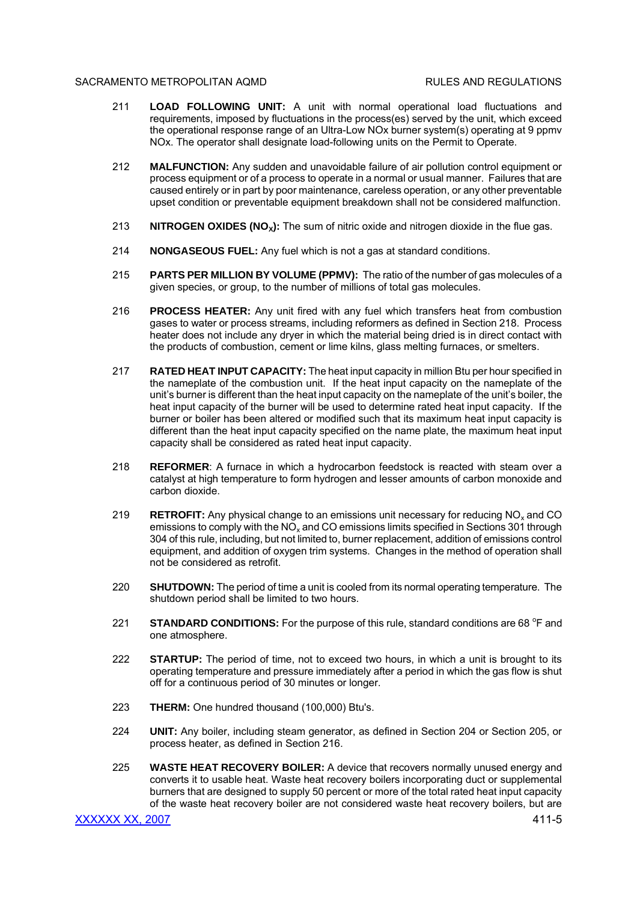211 **LOAD FOLLOWING UNIT:** A unit with normal operational load fluctuations and requirements, imposed by fluctuations in the process(es) served by the unit, which exceed the operational response range of an Ultra-Low NOx burner system(s) operating at 9 ppmv NOx. The operator shall designate load-following units on the Permit to Operate.

212 **MALFUNCTION:** Any sudden and unavoidable failure of air pollution control equipment or process equipment or of a process to operate in a normal or usual manner. Failures that are caused entirely or in part by poor maintenance, careless operation, or any other preventable upset condition or preventable equipment breakdown shall not be considered malfunction.

213 **NITROGEN OXIDES ($NO_X$):** The sum of nitric oxide and nitrogen dioxide in the flue gas.

214 **NONGASEOUS FUEL:** Any fuel which is not a gas at standard conditions.

215 **PARTS PER MILLION BY VOLUME (PPMV):** The ratio of the number of gas molecules of a given species, or group, to the number of millions of total gas molecules.

216 **PROCESS HEATER:** Any unit fired with any fuel which transfers heat from combustion gases to water or process streams, including reformers as defined in Section 218. Process heater does not include any dryer in which the material being dried is in direct contact with the products of combustion, cement or lime kilns, glass melting furnaces, or smelters.

217 **RATED HEAT INPUT CAPACITY:** The heat input capacity in million Btu per hour specified in the nameplate of the combustion unit. If the heat input capacity on the nameplate of the unit's burner is different than the heat input capacity on the nameplate of the unit's boiler, the heat input capacity of the burner will be used to determine rated heat input capacity. If the burner or boiler has been altered or modified such that its maximum heat input capacity is different than the heat input capacity specified on the name plate, the maximum heat input capacity shall be considered as rated heat input capacity.

218 **REFORMER**: A furnace in which a hydrocarbon feedstock is reacted with steam over a catalyst at high temperature to form hydrogen and lesser amounts of carbon monoxide and carbon dioxide.

219 **RETROFIT:** Any physical change to an emissions unit necessary for reducing $NO_x$ and CO emissions to comply with the $NO_x$ and CO emissions limits specified in Sections 301 through 304 of this rule, including, but not limited to, burner replacement, addition of emissions control equipment, and addition of oxygen trim systems. Changes in the method of operation shall not be considered as retrofit.

220 **SHUTDOWN:** The period of time a unit is cooled from its normal operating temperature. The shutdown period shall be limited to two hours.

221 **STANDARD CONDITIONS:** For the purpose of this rule, standard conditions are 68 $^{o}$F and one atmosphere.

222 **STARTUP:** The period of time, not to exceed two hours, in which a unit is brought to its operating temperature and pressure immediately after a period in which the gas flow is shut off for a continuous period of 30 minutes or longer.

223 **THERM:** One hundred thousand (100,000) Btu's.

224 **UNIT:** Any boiler, including steam generator, as defined in Section 204 or Section 205, or process heater, as defined in Section 216.

225 **WASTE HEAT RECOVERY BOILER:** A device that recovers normally unused energy and converts it to usable heat. Waste heat recovery boilers incorporating duct or supplemental burners that are designed to supply 50 percent or more of the total rated heat input capacity of the waste heat recovery boiler are not considered waste heat recovery boilers, but are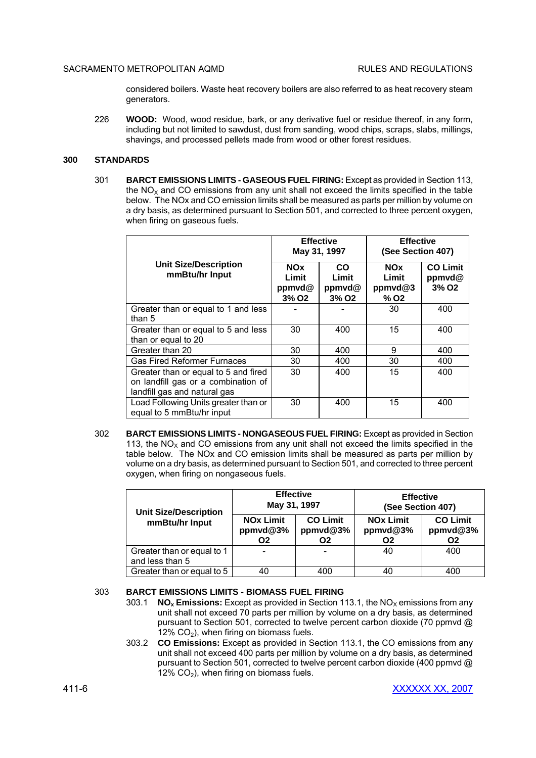considered boilers. Waste heat recovery boilers are also referred to as heat recovery steam generators.

226 **WOOD:** Wood, wood residue, bark, or any derivative fuel or residue thereof, in any form, including but not limited to sawdust, dust from sanding, wood chips, scraps, slabs, millings, shavings, and processed pellets made from wood or other forest residues.

## 300 STANDARDS

301 **BARCT EMISSIONS LIMITS - GASEOUS FUEL FIRING:** Except as provided in Section 113, the $NO_X$ and CO emissions from any unit shall not exceed the limits specified in the table below. The NOx and CO emission limits shall be measured as parts per million by volume on a dry basis, as determined pursuant to Section 501, and corrected to three percent oxygen, when firing on gaseous fuels.

| Unit Size/Description mmBtu/hr Input | Effective May 31, 1997 | | Effective (See Section 407) | |
|---|---|---|---|---|
| | NOx Limit ppmvd@ 3% O2 | CO Limit ppmvd@ 3% O2 | NOx Limit ppmvd@3 % O2 | CO Limit ppmvd@ 3% O2 |
| Greater than or equal to 1 and less than 5 | - | - | 30 | 400 |
| Greater than or equal to 5 and less than or equal to 20 | 30 | 400 | 15 | 400 |
| Greater than 20 | 30 | 400 | 9 | 400 |
| Gas Fired Reformer Furnaces | 30 | 400 | 30 | 400 |
| Greater than or equal to 5 and fired on landfill gas or a combination of landfill gas and natural gas | 30 | 400 | 15 | 400 |
| Load Following Units greater than or equal to 5 mmBtu/hr input | 30 | 400 | 15 | 400 |

302 **BARCT EMISSIONS LIMITS - NONGASEOUS FUEL FIRING:** Except as provided in Section 113, the $NO_X$ and CO emissions from any unit shall not exceed the limits specified in the table below. The NOx and CO emission limits shall be measured as parts per million by volume on a dry basis, as determined pursuant to Section 501, and corrected to three percent oxygen, when firing on nongaseous fuels.

| Unit Size/Description mmBtu/hr Input | Effective May 31, 1997 | | Effective (See Section 407) | |
|---|---|---|---|---|
| | NOx Limit ppmvd@3% O2 | CO Limit ppmvd@3% O2 | NOx Limit ppmvd@3% O2 | CO Limit ppmvd@3% O2 |
| Greater than or equal to 1 and less than 5 | - | - | 40 | 400 |
| Greater than or equal to 5 | 40 | 400 | 40 | 400 |

303 **BARCT EMISSIONS LIMITS - BIOMASS FUEL FIRING**

303.1 **$NO_x$ Emissions:** Except as provided in Section 113.1, the $NO_X$ emissions from any unit shall not exceed 70 parts per million by volume on a dry basis, as determined pursuant to Section 501, corrected to twelve percent carbon dioxide (70 ppmvd @ 12% $CO_2$), when firing on biomass fuels.

303.2 **CO Emissions:** Except as provided in Section 113.1, the CO emissions from any unit shall not exceed 400 parts per million by volume on a dry basis, as determined pursuant to Section 501, corrected to twelve percent carbon dioxide (400 ppmvd @ 12% $CO_2$), when firing on biomass fuels.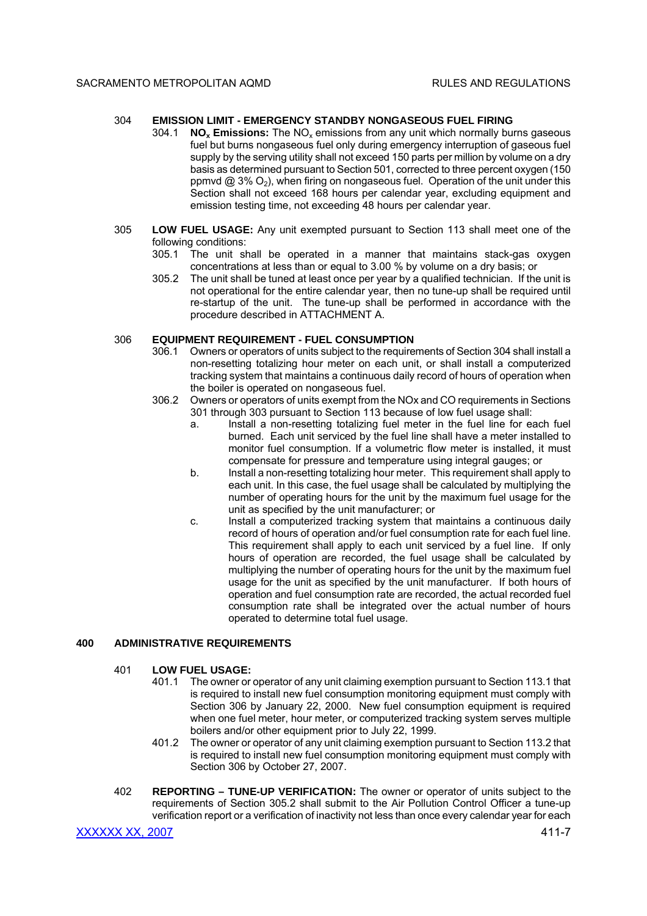304 **EMISSION LIMIT - EMERGENCY STANDBY NONGASEOUS FUEL FIRING**

304.1 **$NO_x$ Emissions:** The $NO_x$ emissions from any unit which normally burns gaseous fuel but burns nongaseous fuel only during emergency interruption of gaseous fuel supply by the serving utility shall not exceed 150 parts per million by volume on a dry basis as determined pursuant to Section 501, corrected to three percent oxygen (150 ppmvd @ 3% $O_2$), when firing on nongaseous fuel. Operation of the unit under this Section shall not exceed 168 hours per calendar year, excluding equipment and emission testing time, not exceeding 48 hours per calendar year.

305 **LOW FUEL USAGE:** Any unit exempted pursuant to Section 113 shall meet one of the following conditions:

305.1 The unit shall be operated in a manner that maintains stack-gas oxygen concentrations at less than or equal to 3.00 % by volume on a dry basis; or

305.2 The unit shall be tuned at least once per year by a qualified technician. If the unit is not operational for the entire calendar year, then no tune-up shall be required until re-startup of the unit. The tune-up shall be performed in accordance with the procedure described in ATTACHMENT A.

306 **EQUIPMENT REQUIREMENT - FUEL CONSUMPTION**

306.1 Owners or operators of units subject to the requirements of Section 304 shall install a non-resetting totalizing hour meter on each unit, or shall install a computerized tracking system that maintains a continuous daily record of hours of operation when the boiler is operated on nongaseous fuel.

306.2 Owners or operators of units exempt from the NOx and CO requirements in Sections 301 through 303 pursuant to Section 113 because of low fuel usage shall:

a. Install a non-resetting totalizing fuel meter in the fuel line for each fuel burned. Each unit serviced by the fuel line shall have a meter installed to monitor fuel consumption. If a volumetric flow meter is installed, it must compensate for pressure and temperature using integral gauges; or

b. Install a non-resetting totalizing hour meter. This requirement shall apply to each unit. In this case, the fuel usage shall be calculated by multiplying the number of operating hours for the unit by the maximum fuel usage for the unit as specified by the unit manufacturer; or

c. Install a computerized tracking system that maintains a continuous daily record of hours of operation and/or fuel consumption rate for each fuel line. This requirement shall apply to each unit serviced by a fuel line. If only hours of operation are recorded, the fuel usage shall be calculated by multiplying the number of operating hours for the unit by the maximum fuel usage for the unit as specified by the unit manufacturer. If both hours of operation and fuel consumption rate are recorded, the actual recorded fuel consumption rate shall be integrated over the actual number of hours operated to determine total fuel usage.

## 400 ADMINISTRATIVE REQUIREMENTS

401 **LOW FUEL USAGE:**

401.1 The owner or operator of any unit claiming exemption pursuant to Section 113.1 that is required to install new fuel consumption monitoring equipment must comply with Section 306 by January 22, 2000. New fuel consumption equipment is required when one fuel meter, hour meter, or computerized tracking system serves multiple boilers and/or other equipment prior to July 22, 1999.

401.2 The owner or operator of any unit claiming exemption pursuant to Section 113.2 that is required to install new fuel consumption monitoring equipment must comply with Section 306 by October 27, 2007.

402 **REPORTING – TUNE-UP VERIFICATION:** The owner or operator of units subject to the requirements of Section 305.2 shall submit to the Air Pollution Control Officer a tune-up verification report or a verification of inactivity not less than once every calendar year for each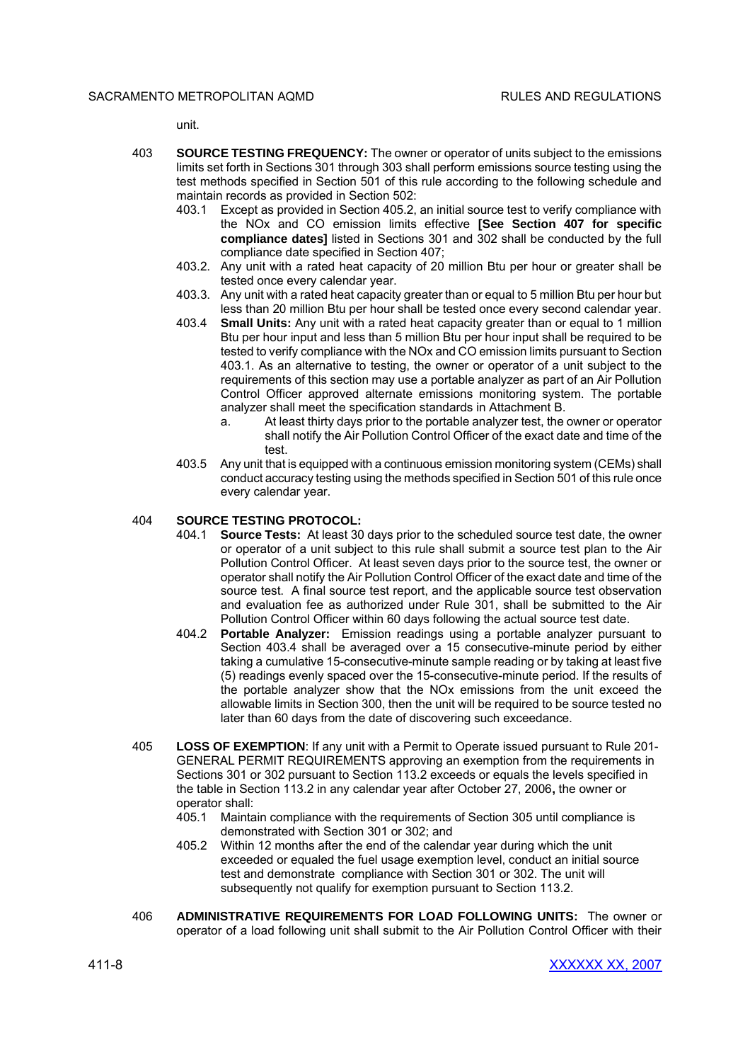unit.

403 **SOURCE TESTING FREQUENCY:** The owner or operator of units subject to the emissions limits set forth in Sections 301 through 303 shall perform emissions source testing using the test methods specified in Section 501 of this rule according to the following schedule and maintain records as provided in Section 502:

403.1 Except as provided in Section 405.2, an initial source test to verify compliance with the NOx and CO emission limits effective **[See Section 407 for specific compliance dates]** listed in Sections 301 and 302 shall be conducted by the full compliance date specified in Section 407;

403.2. Any unit with a rated heat capacity of 20 million Btu per hour or greater shall be tested once every calendar year.

403.3. Any unit with a rated heat capacity greater than or equal to 5 million Btu per hour but less than 20 million Btu per hour shall be tested once every second calendar year.

403.4 **Small Units:** Any unit with a rated heat capacity greater than or equal to 1 million Btu per hour input and less than 5 million Btu per hour input shall be required to be tested to verify compliance with the NOx and CO emission limits pursuant to Section 403.1. As an alternative to testing, the owner or operator of a unit subject to the requirements of this section may use a portable analyzer as part of an Air Pollution Control Officer approved alternate emissions monitoring system. The portable analyzer shall meet the specification standards in Attachment B.

a. At least thirty days prior to the portable analyzer test, the owner or operator shall notify the Air Pollution Control Officer of the exact date and time of the test.

403.5 Any unit that is equipped with a continuous emission monitoring system (CEMs) shall conduct accuracy testing using the methods specified in Section 501 of this rule once every calendar year.

404 **SOURCE TESTING PROTOCOL:**

404.1 **Source Tests:** At least 30 days prior to the scheduled source test date, the owner or operator of a unit subject to this rule shall submit a source test plan to the Air Pollution Control Officer. At least seven days prior to the source test, the owner or operator shall notify the Air Pollution Control Officer of the exact date and time of the source test. A final source test report, and the applicable source test observation and evaluation fee as authorized under Rule 301, shall be submitted to the Air Pollution Control Officer within 60 days following the actual source test date.

404.2 **Portable Analyzer:** Emission readings using a portable analyzer pursuant to Section 403.4 shall be averaged over a 15 consecutive-minute period by either taking a cumulative 15-consecutive-minute sample reading or by taking at least five (5) readings evenly spaced over the 15-consecutive-minute period. If the results of the portable analyzer show that the NOx emissions from the unit exceed the allowable limits in Section 300, then the unit will be required to be source tested no later than 60 days from the date of discovering such exceedance.

405 **LOSS OF EXEMPTION**: If any unit with a Permit to Operate issued pursuant to Rule 201-GENERAL PERMIT REQUIREMENTS approving an exemption from the requirements in Sections 301 or 302 pursuant to Section 113.2 exceeds or equals the levels specified in the table in Section 113.2 in any calendar year after October 27, 2006**,** the owner or operator shall:

405.1 Maintain compliance with the requirements of Section 305 until compliance is demonstrated with Section 301 or 302; and

405.2 Within 12 months after the end of the calendar year during which the unit exceeded or equaled the fuel usage exemption level, conduct an initial source test and demonstrate compliance with Section 301 or 302. The unit will subsequently not qualify for exemption pursuant to Section 113.2.

406 **ADMINISTRATIVE REQUIREMENTS FOR LOAD FOLLOWING UNITS:** The owner or operator of a load following unit shall submit to the Air Pollution Control Officer with their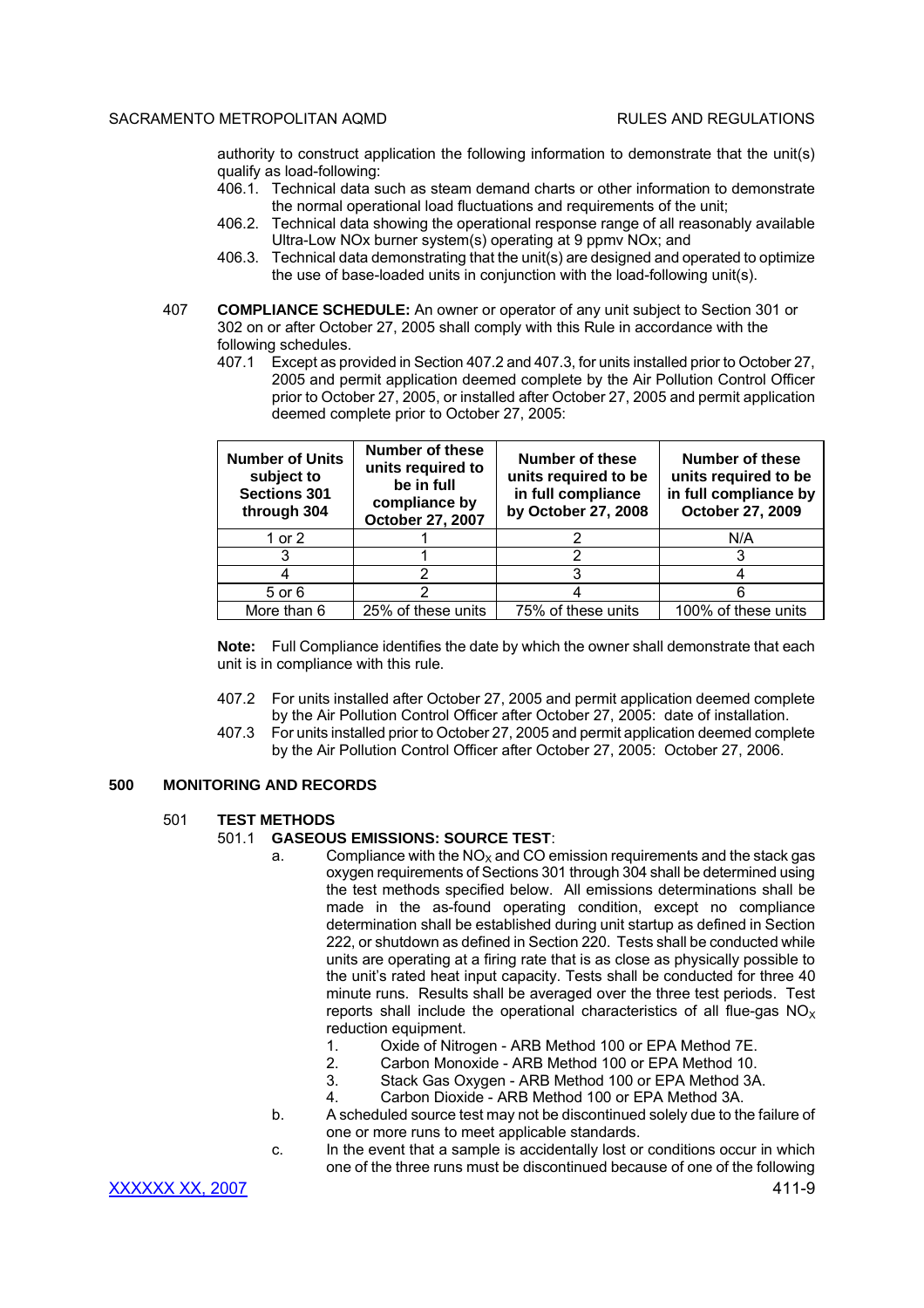authority to construct application the following information to demonstrate that the unit(s) qualify as load-following:

406.1. Technical data such as steam demand charts or other information to demonstrate the normal operational load fluctuations and requirements of the unit;

406.2. Technical data showing the operational response range of all reasonably available Ultra-Low NOx burner system(s) operating at 9 ppmv NOx; and

406.3. Technical data demonstrating that the unit(s) are designed and operated to optimize the use of base-loaded units in conjunction with the load-following unit(s).

407 **COMPLIANCE SCHEDULE:** An owner or operator of any unit subject to Section 301 or 302 on or after October 27, 2005 shall comply with this Rule in accordance with the following schedules.

407.1 Except as provided in Section 407.2 and 407.3, for units installed prior to October 27, 2005 and permit application deemed complete by the Air Pollution Control Officer prior to October 27, 2005, or installed after October 27, 2005 and permit application deemed complete prior to October 27, 2005:

| Number of Units subject to Sections 301 through 304 | Number of these units required to be in full compliance by October 27, 2007 | Number of these units required to be in full compliance by October 27, 2008 | Number of these units required to be in full compliance by October 27, 2009 |
|---|---|---|---|
| 1 or 2 | 1 | 2 | N/A |
| 3 | 1 | 2 | 3 |
| 4 | 2 | 3 | 4 |
| 5 or 6 | 2 | 4 | 6 |
| More than 6 | 25% of these units | 75% of these units | 100% of these units |

**Note:** Full Compliance identifies the date by which the owner shall demonstrate that each unit is in compliance with this rule.

407.2 For units installed after October 27, 2005 and permit application deemed complete by the Air Pollution Control Officer after October 27, 2005: date of installation.

407.3 For units installed prior to October 27, 2005 and permit application deemed complete by the Air Pollution Control Officer after October 27, 2005: October 27, 2006.

## 500 MONITORING AND RECORDS

### 501 TEST METHODS

**501.1 GASEOUS EMISSIONS: SOURCE TEST**:

a. Compliance with the $NO_X$ and CO emission requirements and the stack gas oxygen requirements of Sections 301 through 304 shall be determined using the test methods specified below. All emissions determinations shall be made in the as-found operating condition, except no compliance determination shall be established during unit startup as defined in Section 222, or shutdown as defined in Section 220. Tests shall be conducted while units are operating at a firing rate that is as close as physically possible to the unit's rated heat input capacity. Tests shall be conducted for three 40 minute runs. Results shall be averaged over the three test periods. Test reports shall include the operational characteristics of all flue-gas $NO_X$ reduction equipment.

1. Oxide of Nitrogen - ARB Method 100 or EPA Method 7E.
2. Carbon Monoxide - ARB Method 100 or EPA Method 10.
3. Stack Gas Oxygen - ARB Method 100 or EPA Method 3A.
4. Carbon Dioxide - ARB Method 100 or EPA Method 3A.

b. A scheduled source test may not be discontinued solely due to the failure of one or more runs to meet applicable standards.

c. In the event that a sample is accidentally lost or conditions occur in which one of the three runs must be discontinued because of one of the following

XXXXXX XX, 2007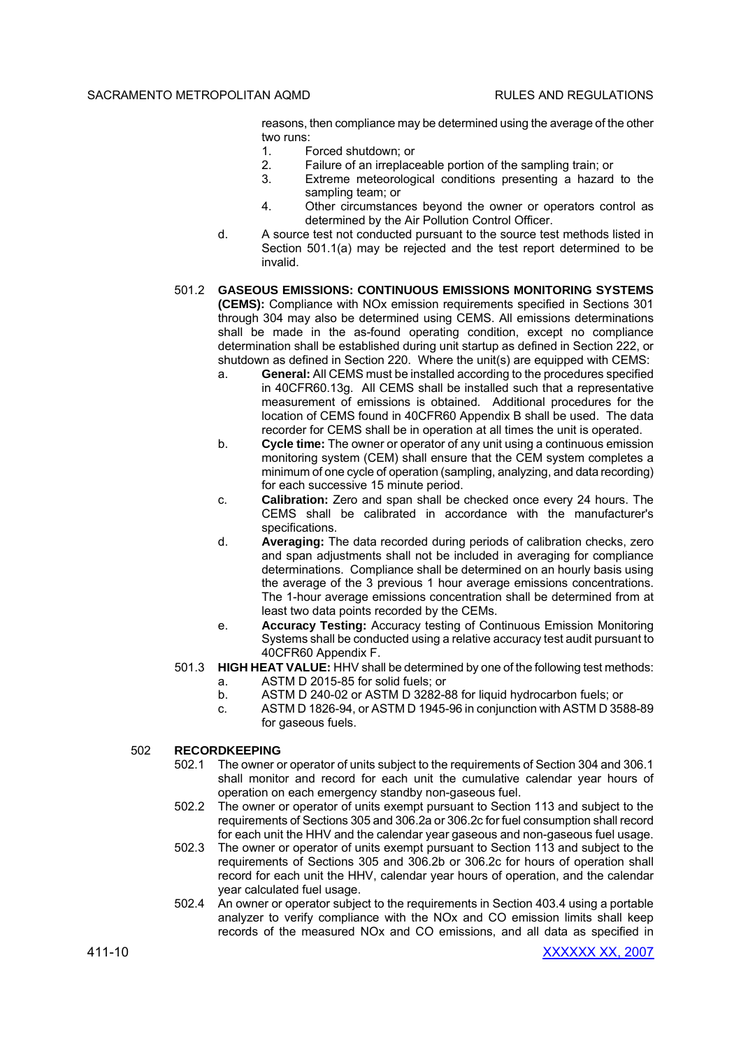reasons, then compliance may be determined using the average of the other two runs:

1. Forced shutdown; or
2. Failure of an irreplaceable portion of the sampling train; or
3. Extreme meteorological conditions presenting a hazard to the sampling team; or
4. Other circumstances beyond the owner or operators control as determined by the Air Pollution Control Officer.

d. A source test not conducted pursuant to the source test methods listed in Section 501.1(a) may be rejected and the test report determined to be invalid.

501.2 **GASEOUS EMISSIONS: CONTINUOUS EMISSIONS MONITORING SYSTEMS (CEMS):** Compliance with NOx emission requirements specified in Sections 301 through 304 may also be determined using CEMS. All emissions determinations shall be made in the as-found operating condition, except no compliance determination shall be established during unit startup as defined in Section 222, or shutdown as defined in Section 220. Where the unit(s) are equipped with CEMS:

a. **General:** All CEMS must be installed according to the procedures specified in 40CFR60.13g. All CEMS shall be installed such that a representative measurement of emissions is obtained. Additional procedures for the location of CEMS found in 40CFR60 Appendix B shall be used. The data recorder for CEMS shall be in operation at all times the unit is operated.

b. **Cycle time:** The owner or operator of any unit using a continuous emission monitoring system (CEM) shall ensure that the CEM system completes a minimum of one cycle of operation (sampling, analyzing, and data recording) for each successive 15 minute period.

c. **Calibration:** Zero and span shall be checked once every 24 hours. The CEMS shall be calibrated in accordance with the manufacturer's specifications.

d. **Averaging:** The data recorded during periods of calibration checks, zero and span adjustments shall not be included in averaging for compliance determinations. Compliance shall be determined on an hourly basis using the average of the 3 previous 1 hour average emissions concentrations. The 1-hour average emissions concentration shall be determined from at least two data points recorded by the CEMs.

e. **Accuracy Testing:** Accuracy testing of Continuous Emission Monitoring Systems shall be conducted using a relative accuracy test audit pursuant to 40CFR60 Appendix F.

501.3 **HIGH HEAT VALUE:** HHV shall be determined by one of the following test methods:

a. ASTM D 2015-85 for solid fuels; or
b. ASTM D 240-02 or ASTM D 3282-88 for liquid hydrocarbon fuels; or
c. ASTM D 1826-94, or ASTM D 1945-96 in conjunction with ASTM D 3588-89 for gaseous fuels.

## 502 RECORDKEEPING

502.1 The owner or operator of units subject to the requirements of Section 304 and 306.1 shall monitor and record for each unit the cumulative calendar year hours of operation on each emergency standby non-gaseous fuel.

502.2 The owner or operator of units exempt pursuant to Section 113 and subject to the requirements of Sections 305 and 306.2a or 306.2c for fuel consumption shall record for each unit the HHV and the calendar year gaseous and non-gaseous fuel usage.

502.3 The owner or operator of units exempt pursuant to Section 113 and subject to the requirements of Sections 305 and 306.2b or 306.2c for hours of operation shall record for each unit the HHV, calendar year hours of operation, and the calendar year calculated fuel usage.

502.4 An owner or operator subject to the requirements in Section 403.4 using a portable analyzer to verify compliance with the NOx and CO emission limits shall keep records of the measured NOx and CO emissions, and all data as specified in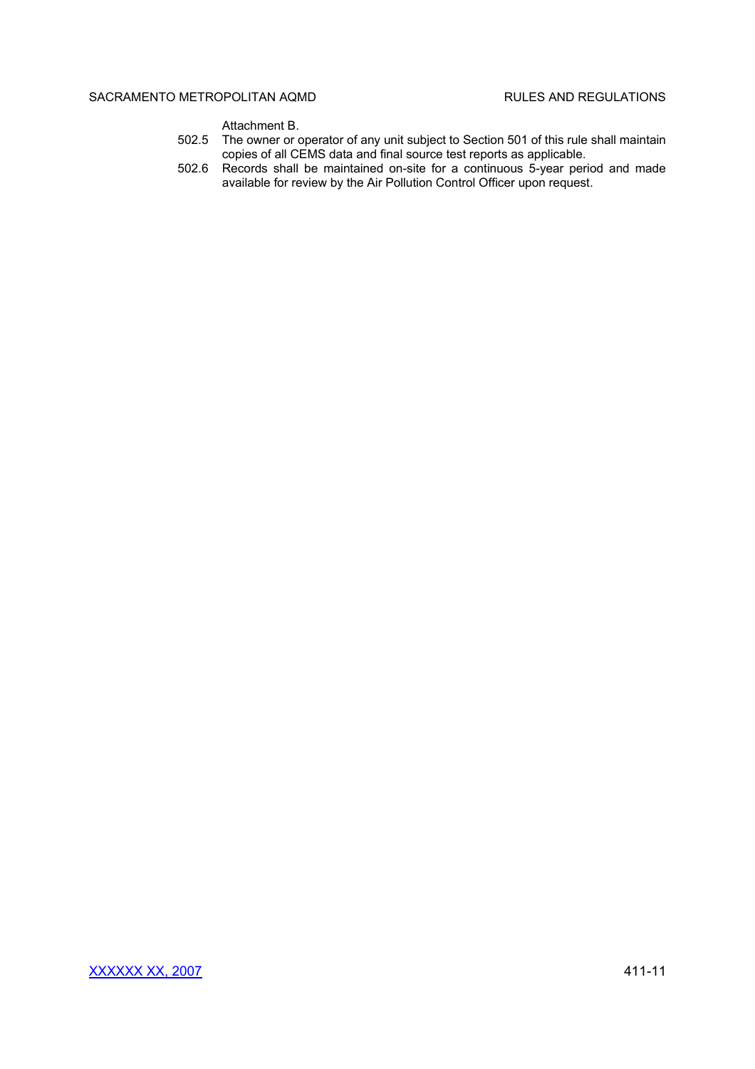Attachment B.

502.5 The owner or operator of any unit subject to Section 501 of this rule shall maintain copies of all CEMS data and final source test reports as applicable.

502.6 Records shall be maintained on-site for a continuous 5-year period and made available for review by the Air Pollution Control Officer upon request.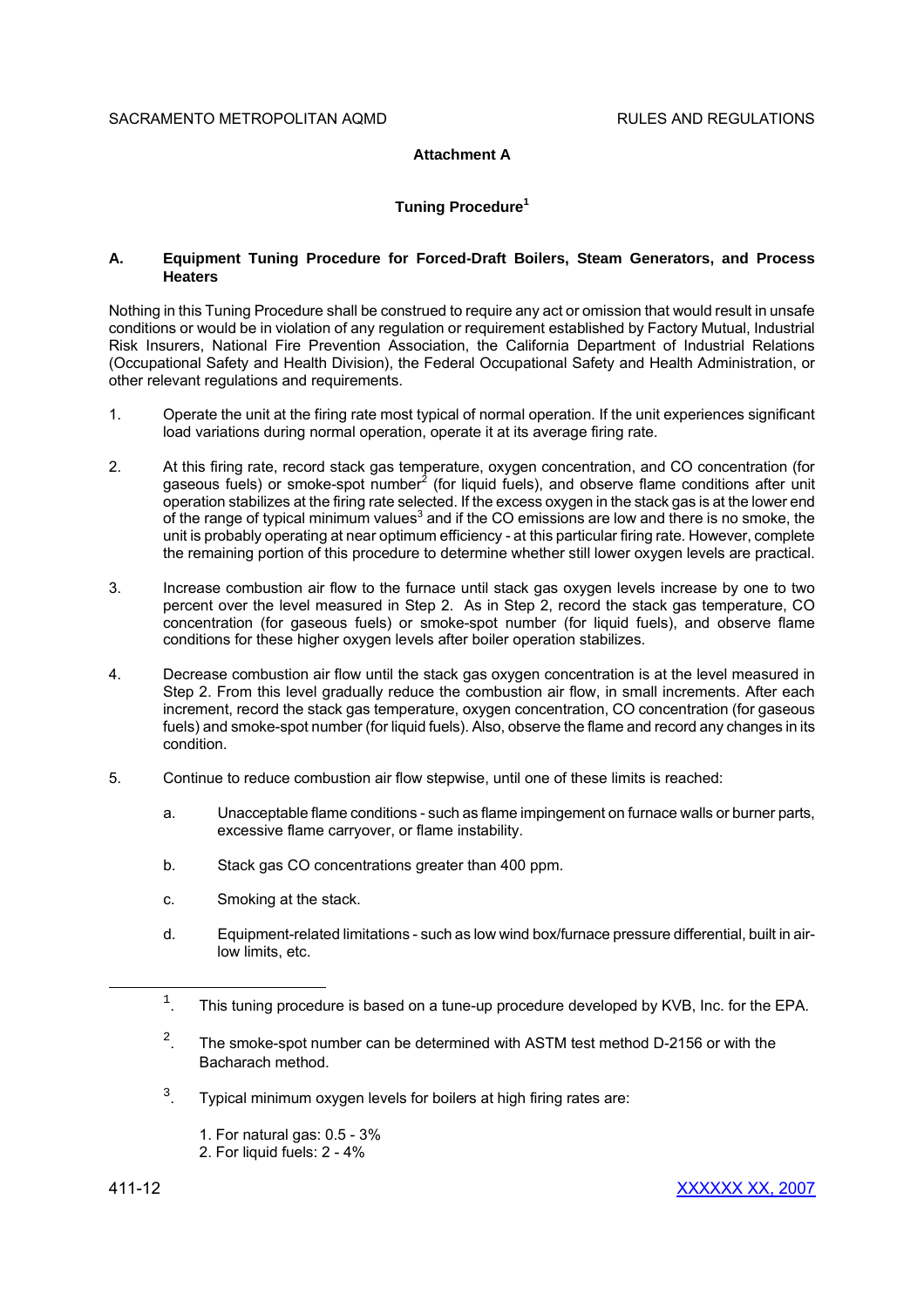**Attachment A**

**Tuning Procedure[1]**

**A. Equipment Tuning Procedure for Forced-Draft Boilers, Steam Generators, and Process Heaters**

Nothing in this Tuning Procedure shall be construed to require any act or omission that would result in unsafe conditions or would be in violation of any regulation or requirement established by Factory Mutual, Industrial Risk Insurers, National Fire Prevention Association, the California Department of Industrial Relations (Occupational Safety and Health Division), the Federal Occupational Safety and Health Administration, or other relevant regulations and requirements.

1. Operate the unit at the firing rate most typical of normal operation. If the unit experiences significant load variations during normal operation, operate it at its average firing rate.

2. At this firing rate, record stack gas temperature, oxygen concentration, and CO concentration (for gaseous fuels) or smoke-spot number[2] (for liquid fuels), and observe flame conditions after unit operation stabilizes at the firing rate selected. If the excess oxygen in the stack gas is at the lower end of the range of typical minimum values[3] and if the CO emissions are low and there is no smoke, the unit is probably operating at near optimum efficiency - at this particular firing rate. However, complete the remaining portion of this procedure to determine whether still lower oxygen levels are practical.

3. Increase combustion air flow to the furnace until stack gas oxygen levels increase by one to two percent over the level measured in Step 2. As in Step 2, record the stack gas temperature, CO concentration (for gaseous fuels) or smoke-spot number (for liquid fuels), and observe flame conditions for these higher oxygen levels after boiler operation stabilizes.

4. Decrease combustion air flow until the stack gas oxygen concentration is at the level measured in Step 2. From this level gradually reduce the combustion air flow, in small increments. After each increment, record the stack gas temperature, oxygen concentration, CO concentration (for gaseous fuels) and smoke-spot number (for liquid fuels). Also, observe the flame and record any changes in its condition.

5. Continue to reduce combustion air flow stepwise, until one of these limits is reached:

    a. Unacceptable flame conditions - such as flame impingement on furnace walls or burner parts, excessive flame carryover, or flame instability.

    b. Stack gas CO concentrations greater than 400 ppm.

    c. Smoking at the stack.

    d. Equipment-related limitations - such as low wind box/furnace pressure differential, built in air-low limits, etc.

---

[1]. This tuning procedure is based on a tune-up procedure developed by KVB, Inc. for the EPA.

[2]. The smoke-spot number can be determined with ASTM test method D-2156 or with the Bacharach method.

[3]. Typical minimum oxygen levels for boilers at high firing rates are:

1. For natural gas: 0.5 - 3%
2. For liquid fuels: 2 - 4%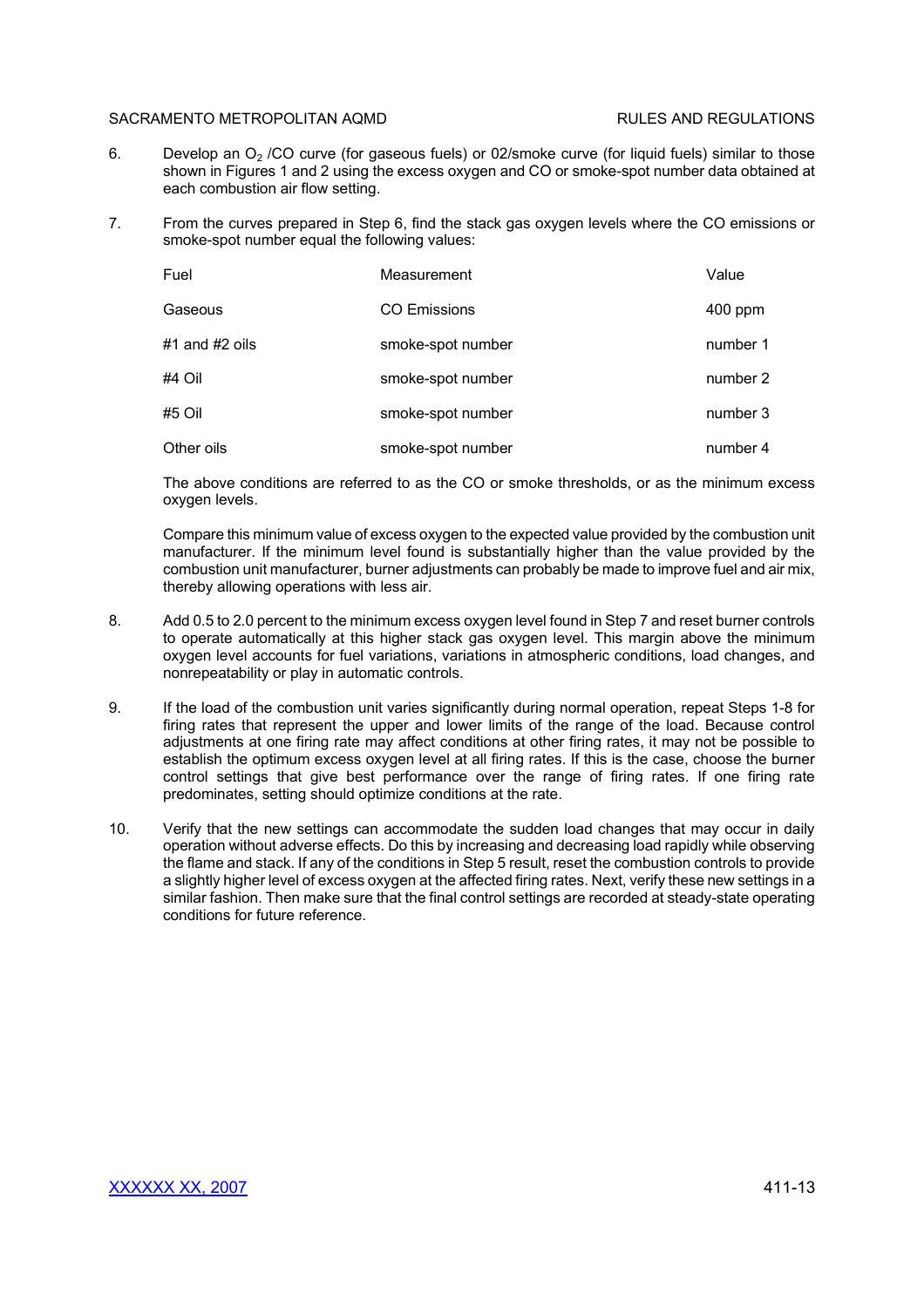6. Develop an $O_2$ /CO curve (for gaseous fuels) or 02/smoke curve (for liquid fuels) similar to those shown in Figures 1 and 2 using the excess oxygen and CO or smoke-spot number data obtained at each combustion air flow setting.

7. From the curves prepared in Step 6, find the stack gas oxygen levels where the CO emissions or smoke-spot number equal the following values:

| Fuel | Measurement | Value |
|---|---|---|
| Gaseous | CO Emissions | 400 ppm |
| #1 and #2 oils | smoke-spot number | number 1 |
| #4 Oil | smoke-spot number | number 2 |
| #5 Oil | smoke-spot number | number 3 |
| Other oils | smoke-spot number | number 4 |

   The above conditions are referred to as the CO or smoke thresholds, or as the minimum excess oxygen levels.

   Compare this minimum value of excess oxygen to the expected value provided by the combustion unit manufacturer. If the minimum level found is substantially higher than the value provided by the combustion unit manufacturer, burner adjustments can probably be made to improve fuel and air mix, thereby allowing operations with less air.

8. Add 0.5 to 2.0 percent to the minimum excess oxygen level found in Step 7 and reset burner controls to operate automatically at this higher stack gas oxygen level. This margin above the minimum oxygen level accounts for fuel variations, variations in atmospheric conditions, load changes, and nonrepeatability or play in automatic controls.

9. If the load of the combustion unit varies significantly during normal operation, repeat Steps 1-8 for firing rates that represent the upper and lower limits of the range of the load. Because control adjustments at one firing rate may affect conditions at other firing rates, it may not be possible to establish the optimum excess oxygen level at all firing rates. If this is the case, choose the burner control settings that give best performance over the range of firing rates. If one firing rate predominates, setting should optimize conditions at the rate.

10. Verify that the new settings can accommodate the sudden load changes that may occur in daily operation without adverse effects. Do this by increasing and decreasing load rapidly while observing the flame and stack. If any of the conditions in Step 5 result, reset the combustion controls to provide a slightly higher level of excess oxygen at the affected firing rates. Next, verify these new settings in a similar fashion. Then make sure that the final control settings are recorded at steady-state operating conditions for future reference.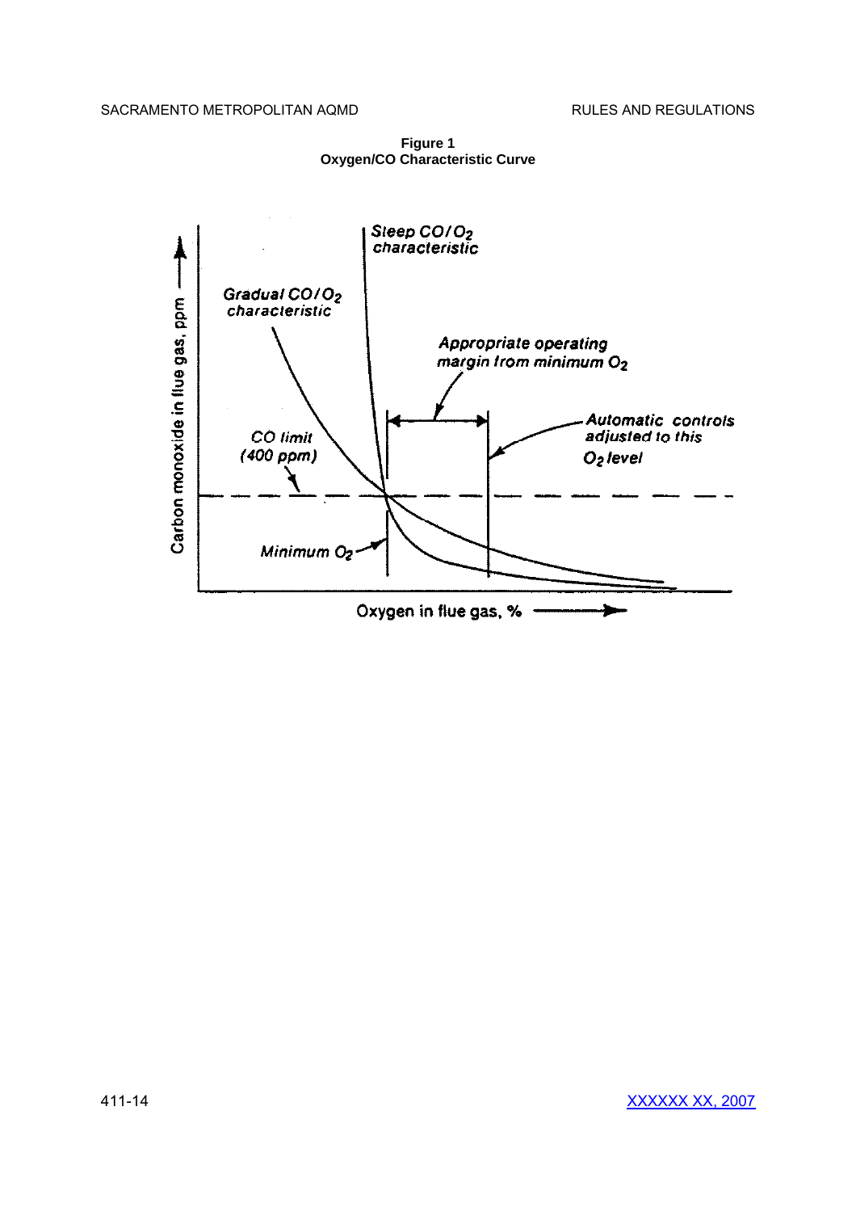**Figure 1**
**Oxygen/CO Characteristic Curve**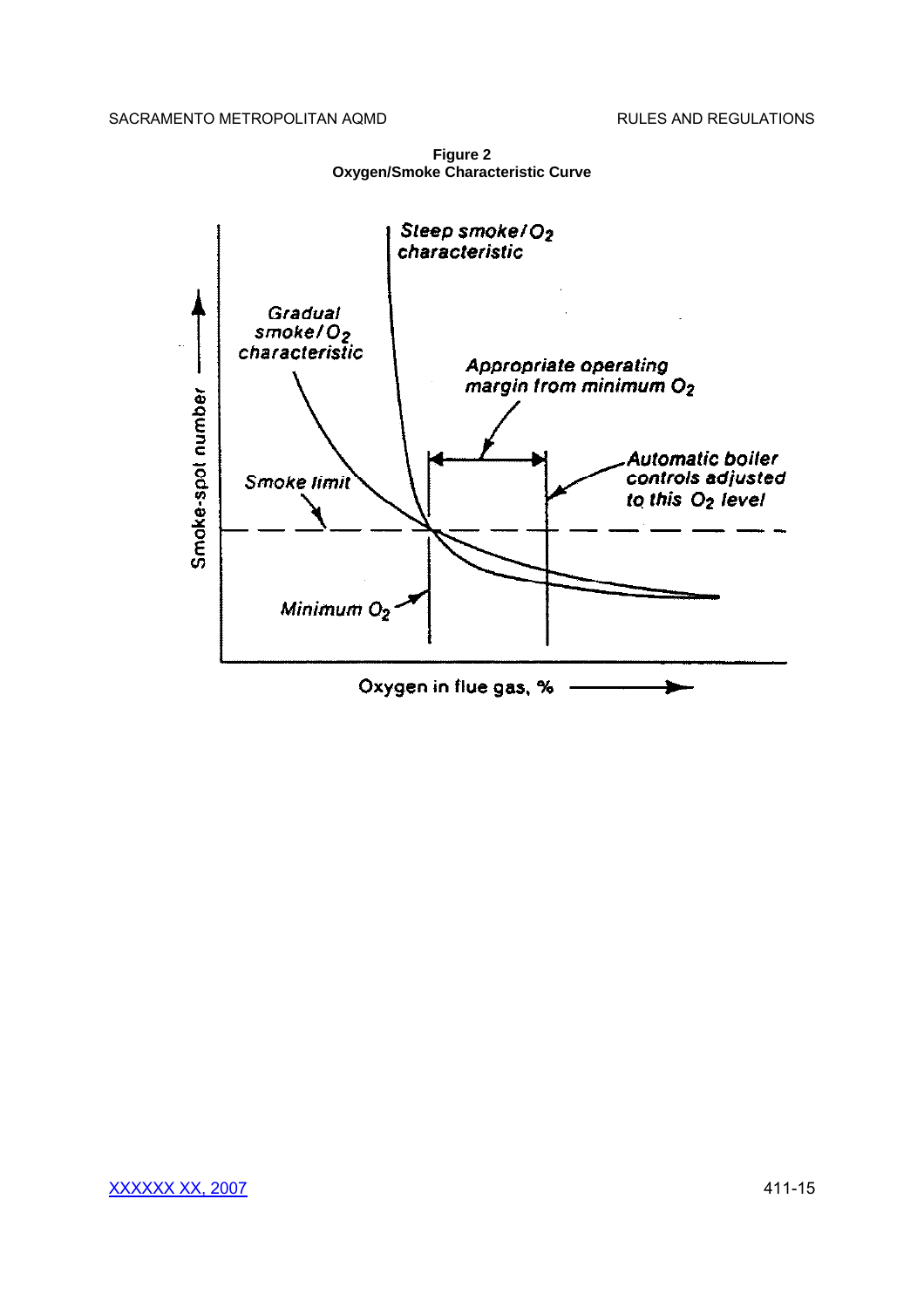**Figure 2**
**Oxygen/Smoke Characteristic Curve**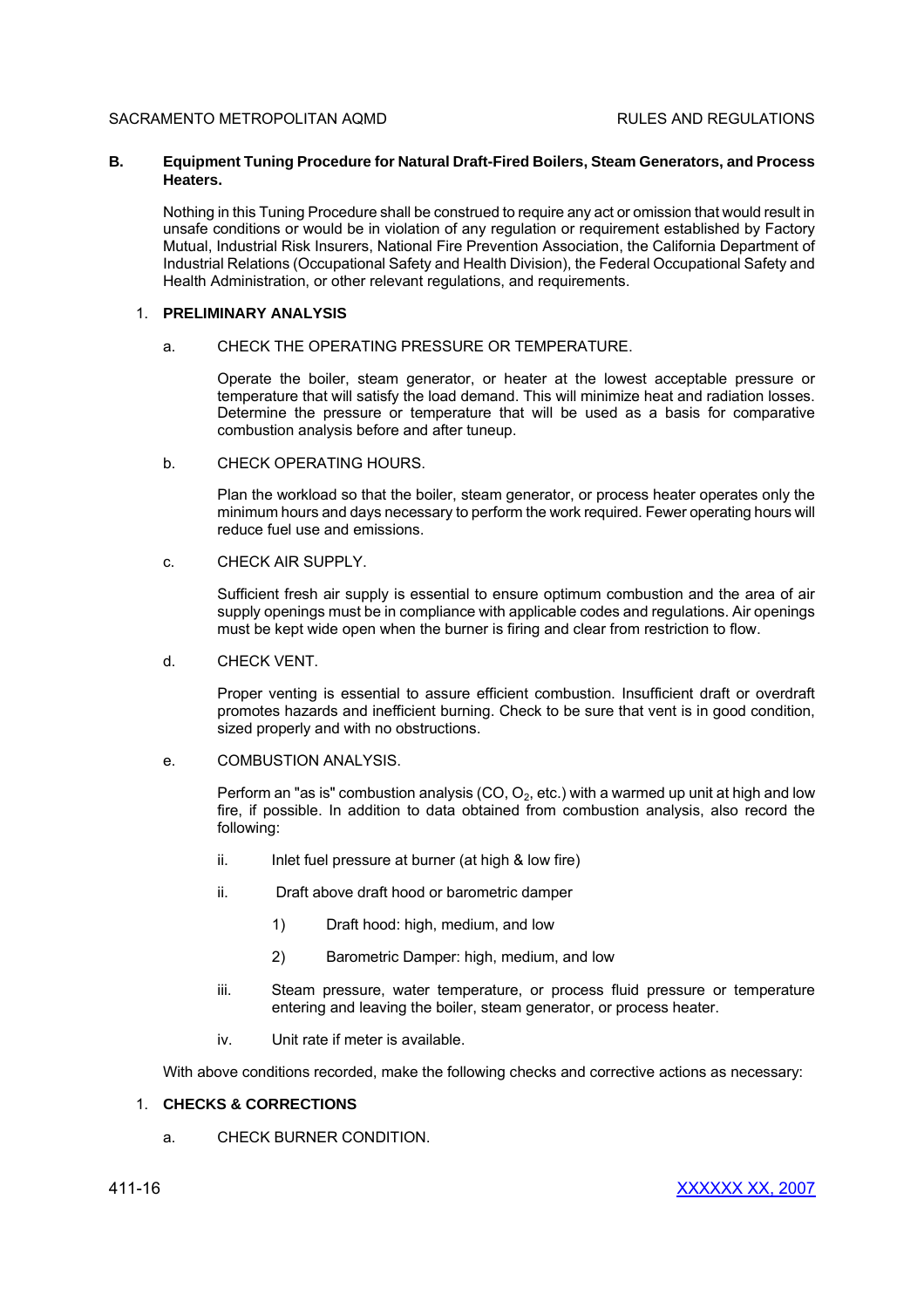## B. Equipment Tuning Procedure for Natural Draft-Fired Boilers, Steam Generators, and Process Heaters.

Nothing in this Tuning Procedure shall be construed to require any act or omission that would result in unsafe conditions or would be in violation of any regulation or requirement established by Factory Mutual, Industrial Risk Insurers, National Fire Prevention Association, the California Department of Industrial Relations (Occupational Safety and Health Division), the Federal Occupational Safety and Health Administration, or other relevant regulations, and requirements.

### 1. PRELIMINARY ANALYSIS

a. CHECK THE OPERATING PRESSURE OR TEMPERATURE.

Operate the boiler, steam generator, or heater at the lowest acceptable pressure or temperature that will satisfy the load demand. This will minimize heat and radiation losses. Determine the pressure or temperature that will be used as a basis for comparative combustion analysis before and after tuneup.

b. CHECK OPERATING HOURS.

Plan the workload so that the boiler, steam generator, or process heater operates only the minimum hours and days necessary to perform the work required. Fewer operating hours will reduce fuel use and emissions.

c. CHECK AIR SUPPLY.

Sufficient fresh air supply is essential to ensure optimum combustion and the area of air supply openings must be in compliance with applicable codes and regulations. Air openings must be kept wide open when the burner is firing and clear from restriction to flow.

d. CHECK VENT.

Proper venting is essential to assure efficient combustion. Insufficient draft or overdraft promotes hazards and inefficient burning. Check to be sure that vent is in good condition, sized properly and with no obstructions.

e. COMBUSTION ANALYSIS.

Perform an "as is" combustion analysis (CO, $O_2$, etc.) with a warmed up unit at high and low fire, if possible. In addition to data obtained from combustion analysis, also record the following:

ii. Inlet fuel pressure at burner (at high & low fire)

ii. Draft above draft hood or barometric damper

1) Draft hood: high, medium, and low

2) Barometric Damper: high, medium, and low

iii. Steam pressure, water temperature, or process fluid pressure or temperature entering and leaving the boiler, steam generator, or process heater.

iv. Unit rate if meter is available.

With above conditions recorded, make the following checks and corrective actions as necessary:

### 1. CHECKS & CORRECTIONS

a. CHECK BURNER CONDITION.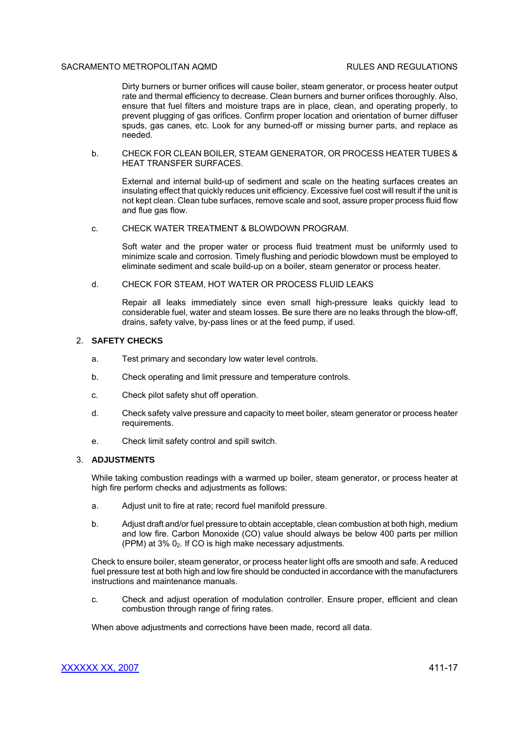Dirty burners or burner orifices will cause boiler, steam generator, or process heater output rate and thermal efficiency to decrease. Clean burners and burner orifices thoroughly. Also, ensure that fuel filters and moisture traps are in place, clean, and operating properly, to prevent plugging of gas orifices. Confirm proper location and orientation of burner diffuser spuds, gas canes, etc. Look for any burned-off or missing burner parts, and replace as needed.

b. CHECK FOR CLEAN BOILER, STEAM GENERATOR, OR PROCESS HEATER TUBES & HEAT TRANSFER SURFACES.

External and internal build-up of sediment and scale on the heating surfaces creates an insulating effect that quickly reduces unit efficiency. Excessive fuel cost will result if the unit is not kept clean. Clean tube surfaces, remove scale and soot, assure proper process fluid flow and flue gas flow.

c. CHECK WATER TREATMENT & BLOWDOWN PROGRAM.

Soft water and the proper water or process fluid treatment must be uniformly used to minimize scale and corrosion. Timely flushing and periodic blowdown must be employed to eliminate sediment and scale build-up on a boiler, steam generator or process heater.

d. CHECK FOR STEAM, HOT WATER OR PROCESS FLUID LEAKS

Repair all leaks immediately since even small high-pressure leaks quickly lead to considerable fuel, water and steam losses. Be sure there are no leaks through the blow-off, drains, safety valve, by-pass lines or at the feed pump, if used.

2. **SAFETY CHECKS**

a. Test primary and secondary low water level controls.

b. Check operating and limit pressure and temperature controls.

c. Check pilot safety shut off operation.

d. Check safety valve pressure and capacity to meet boiler, steam generator or process heater requirements.

e. Check limit safety control and spill switch.

3. **ADJUSTMENTS**

While taking combustion readings with a warmed up boiler, steam generator, or process heater at high fire perform checks and adjustments as follows:

a. Adjust unit to fire at rate; record fuel manifold pressure.

b. Adjust draft and/or fuel pressure to obtain acceptable, clean combustion at both high, medium and low fire. Carbon Monoxide (CO) value should always be below 400 parts per million (PPM) at 3% $0_2$. If CO is high make necessary adjustments.

Check to ensure boiler, steam generator, or process heater light offs are smooth and safe. A reduced fuel pressure test at both high and low fire should be conducted in accordance with the manufacturers instructions and maintenance manuals.

c. Check and adjust operation of modulation controller. Ensure proper, efficient and clean combustion through range of firing rates.

When above adjustments and corrections have been made, record all data.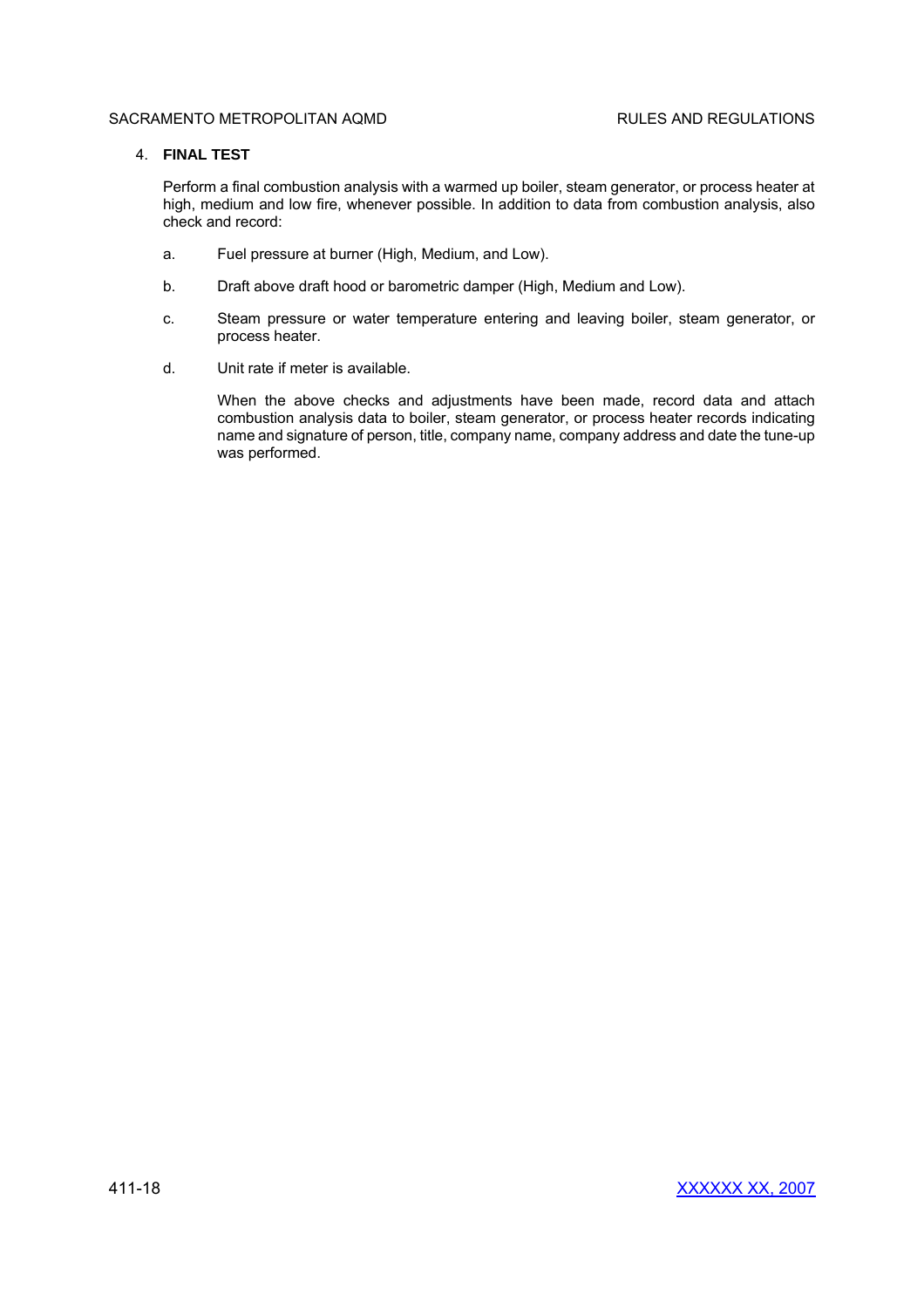4. **FINAL TEST**

Perform a final combustion analysis with a warmed up boiler, steam generator, or process heater at high, medium and low fire, whenever possible. In addition to data from combustion analysis, also check and record:

a. Fuel pressure at burner (High, Medium, and Low).

b. Draft above draft hood or barometric damper (High, Medium and Low).

c. Steam pressure or water temperature entering and leaving boiler, steam generator, or process heater.

d. Unit rate if meter is available.

When the above checks and adjustments have been made, record data and attach combustion analysis data to boiler, steam generator, or process heater records indicating name and signature of person, title, company name, company address and date the tune-up was performed.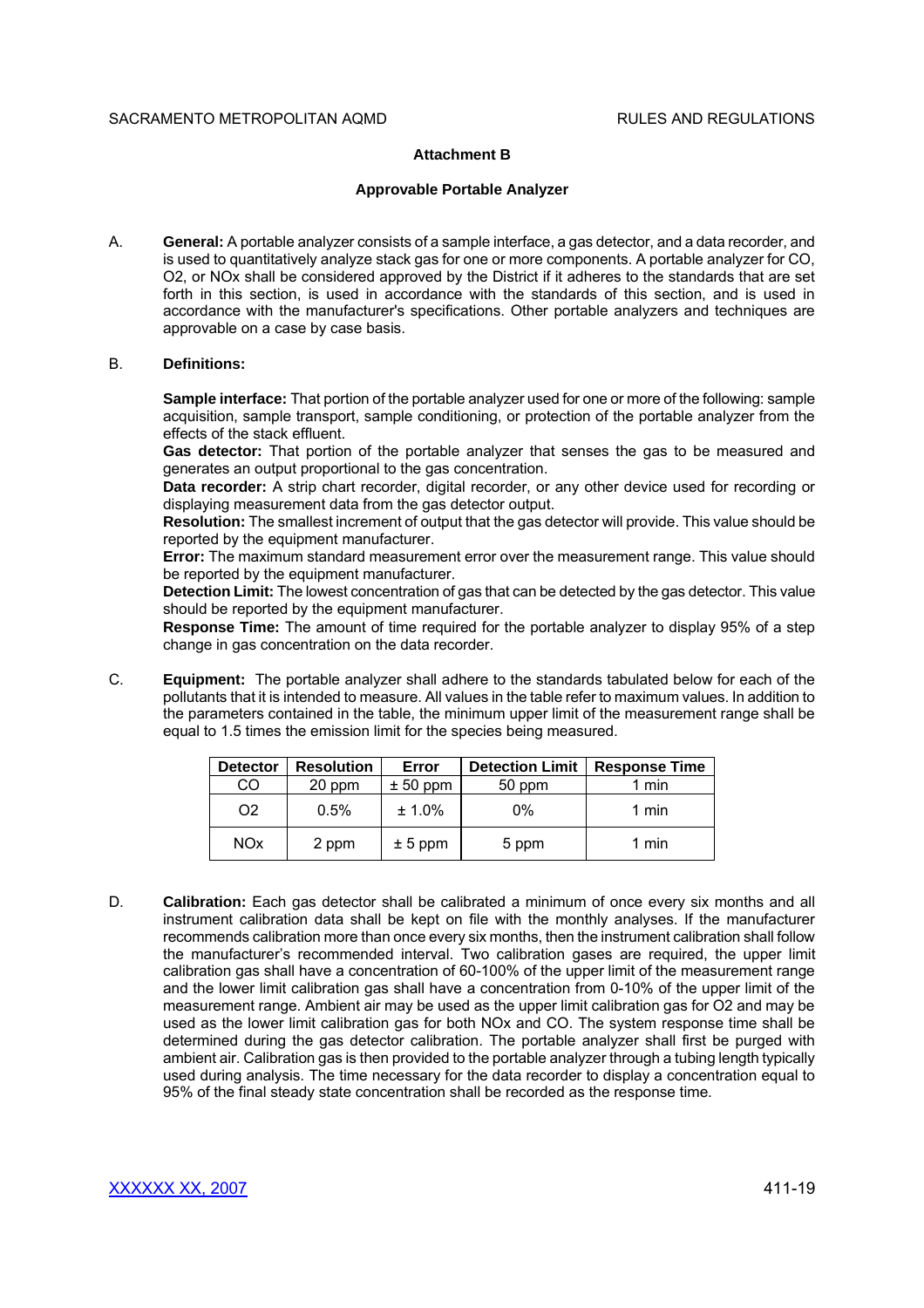## Attachment B

### Approvable Portable Analyzer

A. **General:** A portable analyzer consists of a sample interface, a gas detector, and a data recorder, and is used to quantitatively analyze stack gas for one or more components. A portable analyzer for CO, O2, or NOx shall be considered approved by the District if it adheres to the standards that are set forth in this section, is used in accordance with the standards of this section, and is used in accordance with the manufacturer's specifications. Other portable analyzers and techniques are approvable on a case by case basis.

B. **Definitions:**

**Sample interface:** That portion of the portable analyzer used for one or more of the following: sample acquisition, sample transport, sample conditioning, or protection of the portable analyzer from the effects of the stack effluent.
**Gas detector:** That portion of the portable analyzer that senses the gas to be measured and generates an output proportional to the gas concentration.
**Data recorder:** A strip chart recorder, digital recorder, or any other device used for recording or displaying measurement data from the gas detector output.
**Resolution:** The smallest increment of output that the gas detector will provide. This value should be reported by the equipment manufacturer.
**Error:** The maximum standard measurement error over the measurement range. This value should be reported by the equipment manufacturer.
**Detection Limit:** The lowest concentration of gas that can be detected by the gas detector. This value should be reported by the equipment manufacturer.
**Response Time:** The amount of time required for the portable analyzer to display 95% of a step change in gas concentration on the data recorder.

C. **Equipment:** The portable analyzer shall adhere to the standards tabulated below for each of the pollutants that it is intended to measure. All values in the table refer to maximum values. In addition to the parameters contained in the table, the minimum upper limit of the measurement range shall be equal to 1.5 times the emission limit for the species being measured.

| Detector | Resolution | Error | Detection Limit | Response Time |
|---|---|---|---|---|
| CO | 20 ppm | ± 50 ppm | 50 ppm | 1 min |
| O2 | 0.5% | ± 1.0% | 0% | 1 min |
| NOx | 2 ppm | ± 5 ppm | 5 ppm | 1 min |

D. **Calibration:** Each gas detector shall be calibrated a minimum of once every six months and all instrument calibration data shall be kept on file with the monthly analyses. If the manufacturer recommends calibration more than once every six months, then the instrument calibration shall follow the manufacturer's recommended interval. Two calibration gases are required, the upper limit calibration gas shall have a concentration of 60-100% of the upper limit of the measurement range and the lower limit calibration gas shall have a concentration from 0-10% of the upper limit of the measurement range. Ambient air may be used as the upper limit calibration gas for O2 and may be used as the lower limit calibration gas for both NOx and CO. The system response time shall be determined during the gas detector calibration. The portable analyzer shall first be purged with ambient air. Calibration gas is then provided to the portable analyzer through a tubing length typically used during analysis. The time necessary for the data recorder to display a concentration equal to 95% of the final steady state concentration shall be recorded as the response time.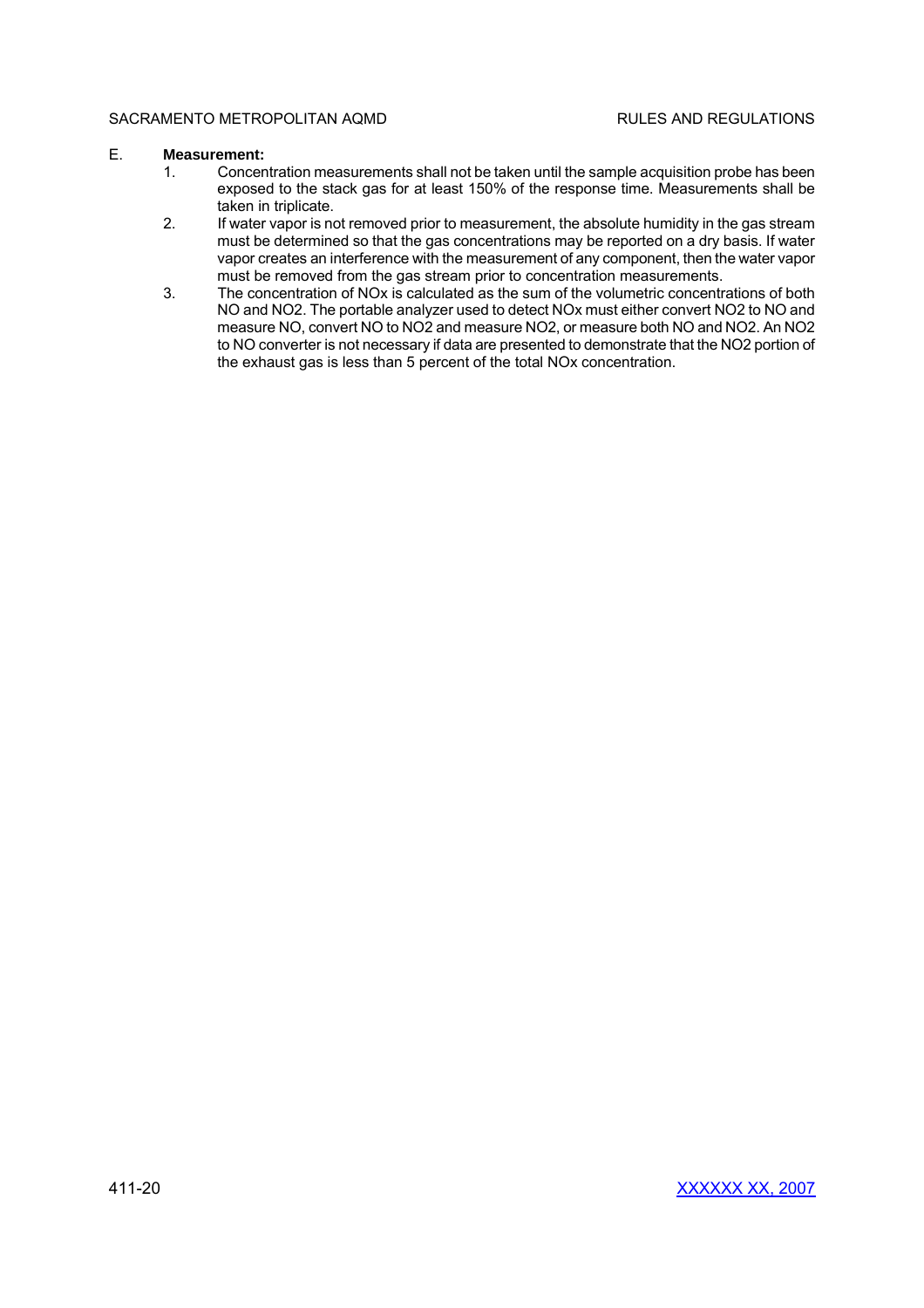E. **Measurement:**

1. Concentration measurements shall not be taken until the sample acquisition probe has been exposed to the stack gas for at least 150% of the response time. Measurements shall be taken in triplicate.
2. If water vapor is not removed prior to measurement, the absolute humidity in the gas stream must be determined so that the gas concentrations may be reported on a dry basis. If water vapor creates an interference with the measurement of any component, then the water vapor must be removed from the gas stream prior to concentration measurements.
3. The concentration of $NO_x$ is calculated as the sum of the volumetric concentrations of both $NO$ and $NO_2$. The portable analyzer used to detect $NO_x$ must either convert $NO_2$ to $NO$ and measure $NO$, convert $NO$ to $NO_2$ and measure $NO_2$, or measure both $NO$ and $NO_2$. An $NO_2$ to $NO$ converter is not necessary if data are presented to demonstrate that the $NO_2$ portion of the exhaust gas is less than 5 percent of the total $NO_x$ concentration.